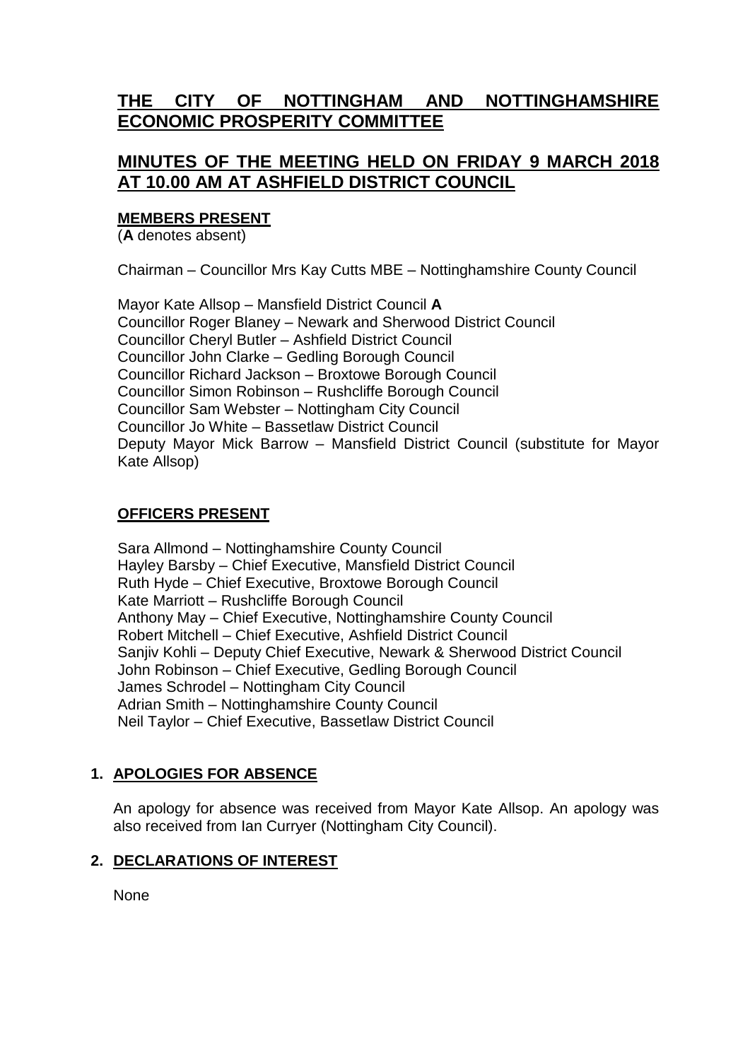# THE CITY OF NOTTINGHAM AND NOTTINGHAMSHIRE ECONOMIC PROSPERITY COMMITTEE

## MINUTES OF THE MEETING HELD ON FRIDAY 9 MARCH 2018 AT 10.00 AM AT ASHFIELD DISTRICT COUNCIL

### MEMBERS PRESENT

(**A** denotes absent)

Chairman – Councillor Mrs Kay Cutts MBE – Nottinghamshire County Council

Mayor Kate Allsop – Mansfield District Council **A**
Councillor Roger Blaney – Newark and Sherwood District Council
Councillor Cheryl Butler – Ashfield District Council
Councillor John Clarke – Gedling Borough Council
Councillor Richard Jackson – Broxtowe Borough Council
Councillor Simon Robinson – Rushcliffe Borough Council
Councillor Sam Webster – Nottingham City Council
Councillor Jo White – Bassetlaw District Council
Deputy Mayor Mick Barrow – Mansfield District Council (substitute for Mayor Kate Allsop)

### OFFICERS PRESENT

Sara Allmond – Nottinghamshire County Council
Hayley Barsby – Chief Executive, Mansfield District Council
Ruth Hyde – Chief Executive, Broxtowe Borough Council
Kate Marriott – Rushcliffe Borough Council
Anthony May – Chief Executive, Nottinghamshire County Council
Robert Mitchell – Chief Executive, Ashfield District Council
Sanjiv Kohli – Deputy Chief Executive, Newark & Sherwood District Council
John Robinson – Chief Executive, Gedling Borough Council
James Schrodel – Nottingham City Council
Adrian Smith – Nottinghamshire County Council
Neil Taylor – Chief Executive, Bassetlaw District Council

### 1. APOLOGIES FOR ABSENCE

An apology for absence was received from Mayor Kate Allsop. An apology was also received from Ian Curryer (Nottingham City Council).

### 2. DECLARATIONS OF INTEREST

None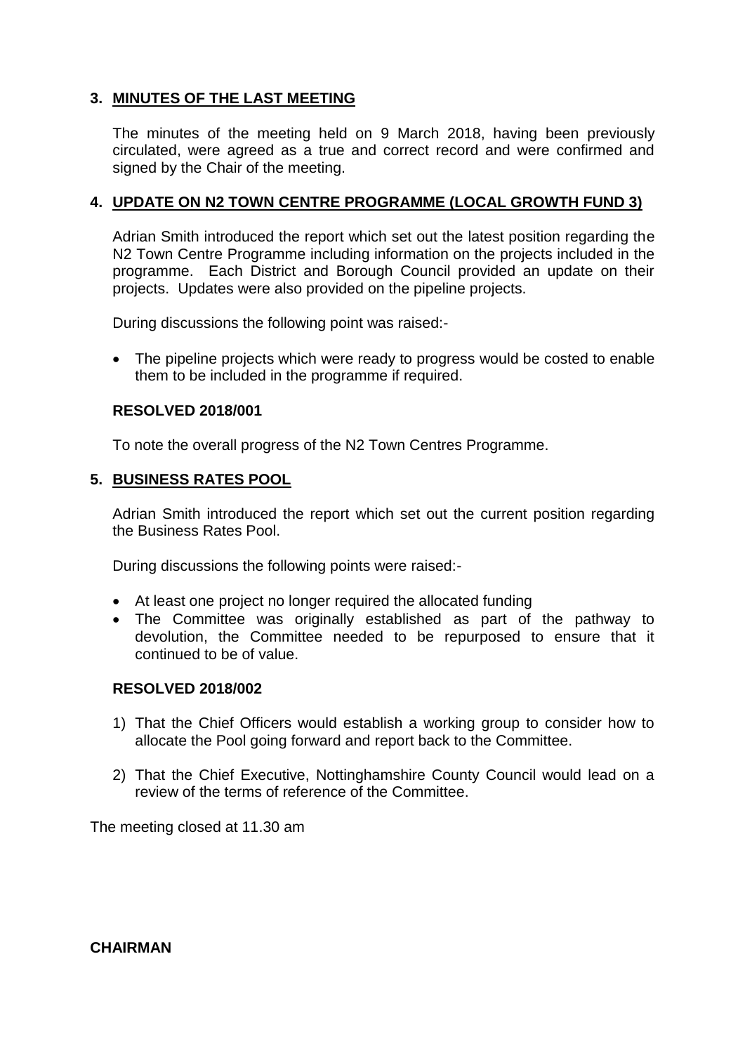## 3. MINUTES OF THE LAST MEETING

The minutes of the meeting held on 9 March 2018, having been previously circulated, were agreed as a true and correct record and were confirmed and signed by the Chair of the meeting.

## 4. UPDATE ON N2 TOWN CENTRE PROGRAMME (LOCAL GROWTH FUND 3)

Adrian Smith introduced the report which set out the latest position regarding the N2 Town Centre Programme including information on the projects included in the programme. Each District and Borough Council provided an update on their projects. Updates were also provided on the pipeline projects.

During discussions the following point was raised:-

- The pipeline projects which were ready to progress would be costed to enable them to be included in the programme if required.

**RESOLVED 2018/001**

To note the overall progress of the N2 Town Centres Programme.

## 5. BUSINESS RATES POOL

Adrian Smith introduced the report which set out the current position regarding the Business Rates Pool.

During discussions the following points were raised:-

- At least one project no longer required the allocated funding
- The Committee was originally established as part of the pathway to devolution, the Committee needed to be repurposed to ensure that it continued to be of value.

**RESOLVED 2018/002**

1) That the Chief Officers would establish a working group to consider how to allocate the Pool going forward and report back to the Committee.

2) That the Chief Executive, Nottinghamshire County Council would lead on a review of the terms of reference of the Committee.

The meeting closed at 11.30 am

**CHAIRMAN**